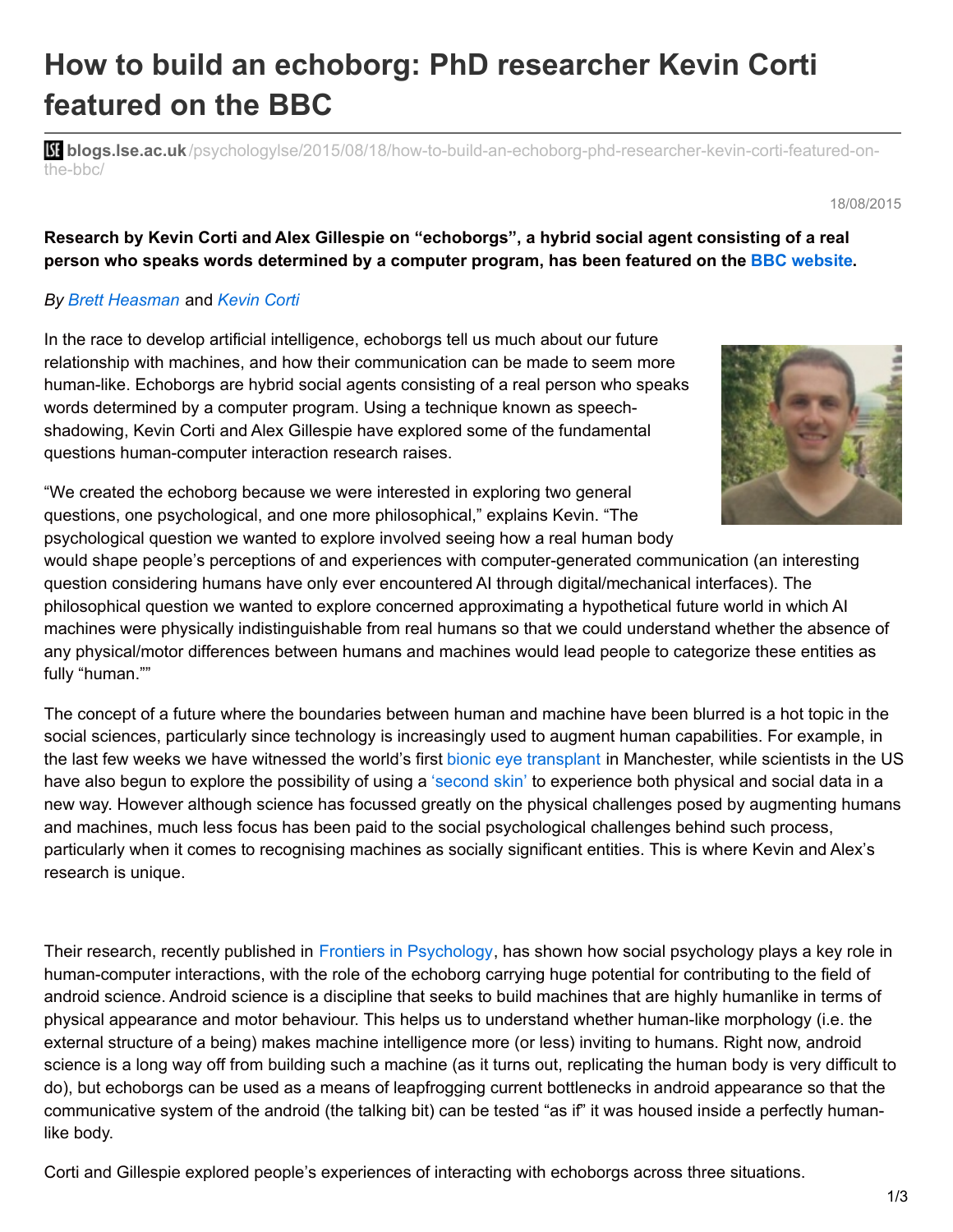# How to build an echoborg: PhD researcher Kevin Corti featured on the BBC

**blogs.lse.ac.uk**/psychologylse/2015/08/18/how-to-build-an-echoborg-phd-researcher-kevin-corti-featured-on-the-bbc/

18/08/2015

**Research by Kevin Corti and Alex Gillespie on "echoborgs", a hybrid social agent consisting of a real person who speaks words determined by a computer program, has been featured on the BBC website.**

*By Brett Heasman and Kevin Corti*

In the race to develop artificial intelligence, echoborgs tell us much about our future relationship with machines, and how their communication can be made to seem more human-like. Echoborgs are hybrid social agents consisting of a real person who speaks words determined by a computer program. Using a technique known as speech-shadowing, Kevin Corti and Alex Gillespie have explored some of the fundamental questions human-computer interaction research raises.

"We created the echoborg because we were interested in exploring two general questions, one psychological, and one more philosophical," explains Kevin. "The psychological question we wanted to explore involved seeing how a real human body would shape people's perceptions of and experiences with computer-generated communication (an interesting question considering humans have only ever encountered AI through digital/mechanical interfaces). The philosophical question we wanted to explore concerned approximating a hypothetical future world in which AI machines were physically indistinguishable from real humans so that we could understand whether the absence of any physical/motor differences between humans and machines would lead people to categorize these entities as fully "human.""

The concept of a future where the boundaries between human and machine have been blurred is a hot topic in the social sciences, particularly since technology is increasingly used to augment human capabilities. For example, in the last few weeks we have witnessed the world's first bionic eye transplant in Manchester, while scientists in the US have also begun to explore the possibility of using a 'second skin' to experience both physical and social data in a new way. However although science has focussed greatly on the physical challenges posed by augmenting humans and machines, much less focus has been paid to the social psychological challenges behind such process, particularly when it comes to recognising machines as socially significant entities. This is where Kevin and Alex's research is unique.

Their research, recently published in Frontiers in Psychology, has shown how social psychology plays a key role in human-computer interactions, with the role of the echoborg carrying huge potential for contributing to the field of android science. Android science is a discipline that seeks to build machines that are highly humanlike in terms of physical appearance and motor behaviour. This helps us to understand whether human-like morphology (i.e. the external structure of a being) makes machine intelligence more (or less) inviting to humans. Right now, android science is a long way off from building such a machine (as it turns out, replicating the human body is very difficult to do), but echoborgs can be used as a means of leapfrogging current bottlenecks in android appearance so that the communicative system of the android (the talking bit) can be tested "as if" it was housed inside a perfectly human-like body.

Corti and Gillespie explored people's experiences of interacting with echoborgs across three situations.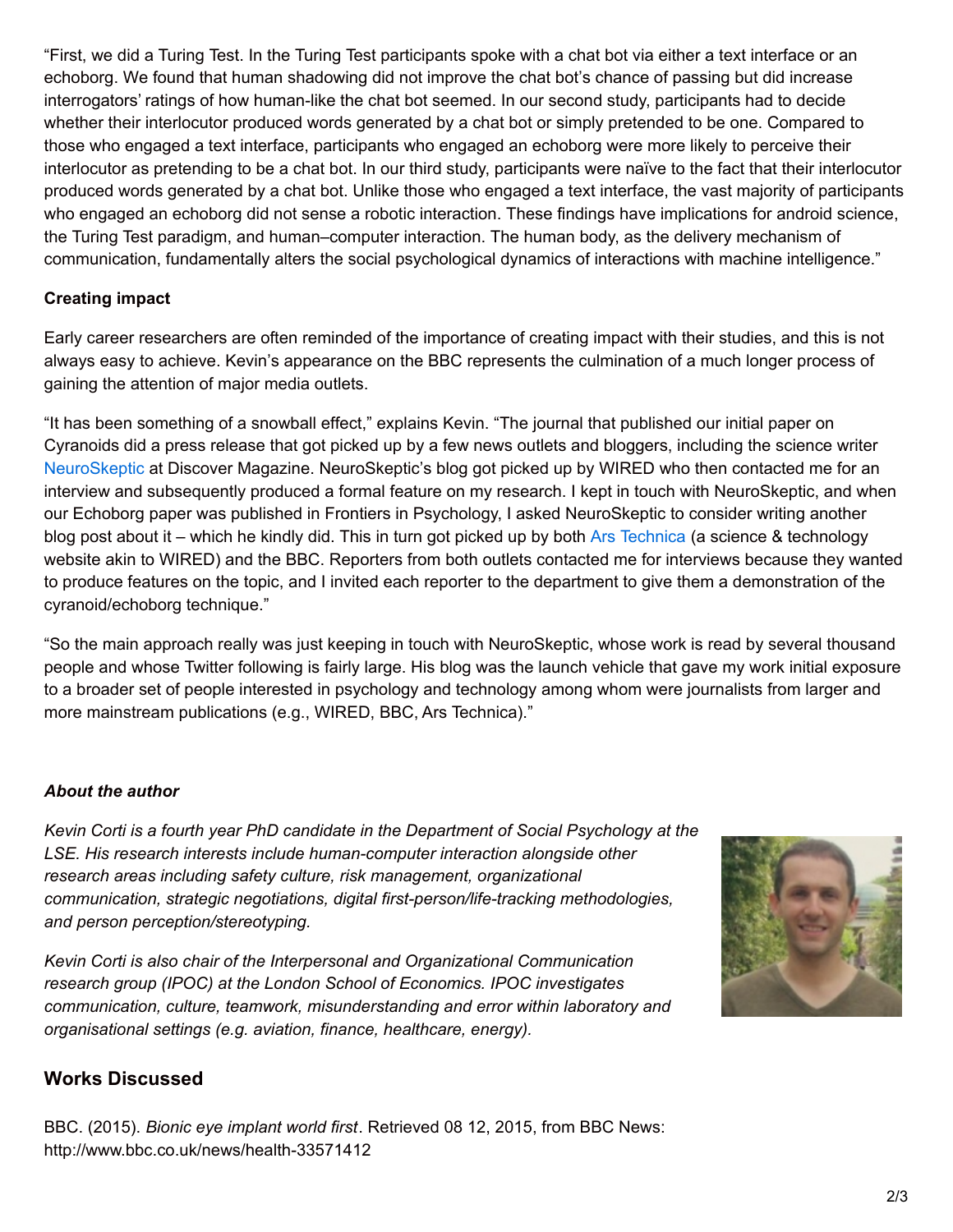"First, we did a Turing Test. In the Turing Test participants spoke with a chat bot via either a text interface or an echoborg. We found that human shadowing did not improve the chat bot's chance of passing but did increase interrogators' ratings of how human-like the chat bot seemed. In our second study, participants had to decide whether their interlocutor produced words generated by a chat bot or simply pretended to be one. Compared to those who engaged a text interface, participants who engaged an echoborg were more likely to perceive their interlocutor as pretending to be a chat bot. In our third study, participants were naïve to the fact that their interlocutor produced words generated by a chat bot. Unlike those who engaged a text interface, the vast majority of participants who engaged an echoborg did not sense a robotic interaction. These findings have implications for android science, the Turing Test paradigm, and human–computer interaction. The human body, as the delivery mechanism of communication, fundamentally alters the social psychological dynamics of interactions with machine intelligence."

**Creating impact**

Early career researchers are often reminded of the importance of creating impact with their studies, and this is not always easy to achieve. Kevin's appearance on the BBC represents the culmination of a much longer process of gaining the attention of major media outlets.

"It has been something of a snowball effect," explains Kevin. "The journal that published our initial paper on Cyranoids did a press release that got picked up by a few news outlets and bloggers, including the science writer NeuroSkeptic at Discover Magazine. NeuroSkeptic's blog got picked up by WIRED who then contacted me for an interview and subsequently produced a formal feature on my research. I kept in touch with NeuroSkeptic, and when our Echoborg paper was published in Frontiers in Psychology, I asked NeuroSkeptic to consider writing another blog post about it – which he kindly did. This in turn got picked up by both Ars Technica (a science & technology website akin to WIRED) and the BBC. Reporters from both outlets contacted me for interviews because they wanted to produce features on the topic, and I invited each reporter to the department to give them a demonstration of the cyranoid/echoborg technique."

"So the main approach really was just keeping in touch with NeuroSkeptic, whose work is read by several thousand people and whose Twitter following is fairly large. His blog was the launch vehicle that gave my work initial exposure to a broader set of people interested in psychology and technology among whom were journalists from larger and more mainstream publications (e.g., WIRED, BBC, Ars Technica)."

***About the author***

*Kevin Corti is a fourth year PhD candidate in the Department of Social Psychology at the LSE. His research interests include human-computer interaction alongside other research areas including safety culture, risk management, organizational communication, strategic negotiations, digital first-person/life-tracking methodologies, and person perception/stereotyping.*

*Kevin Corti is also chair of the Interpersonal and Organizational Communication research group (IPOC) at the London School of Economics. IPOC investigates communication, culture, teamwork, misunderstanding and error within laboratory and organisational settings (e.g. aviation, finance, healthcare, energy).*

## Works Discussed

BBC. (2015). *Bionic eye implant world first*. Retrieved 08 12, 2015, from BBC News: http://www.bbc.co.uk/news/health-33571412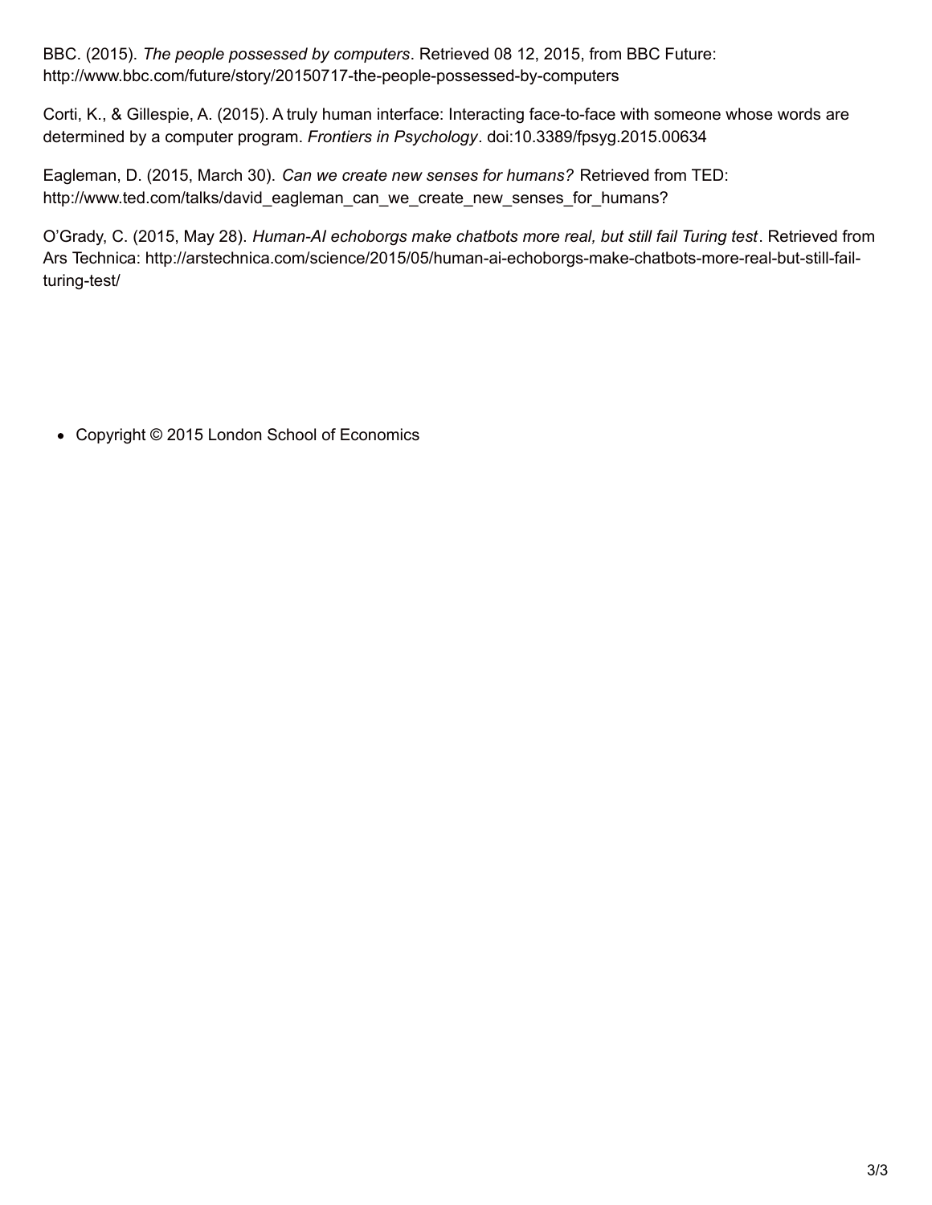BBC. (2015). *The people possessed by computers*. Retrieved 08 12, 2015, from BBC Future: http://www.bbc.com/future/story/20150717-the-people-possessed-by-computers

Corti, K., & Gillespie, A. (2015). A truly human interface: Interacting face-to-face with someone whose words are determined by a computer program. *Frontiers in Psychology*. doi:10.3389/fpsyg.2015.00634

Eagleman, D. (2015, March 30). *Can we create new senses for humans?* Retrieved from TED: http://www.ted.com/talks/david_eagleman_can_we_create_new_senses_for_humans?

O'Grady, C. (2015, May 28). *Human-AI echoborgs make chatbots more real, but still fail Turing test*. Retrieved from Ars Technica: http://arstechnica.com/science/2015/05/human-ai-echoborgs-make-chatbots-more-real-but-still-fail-turing-test/

- Copyright © 2015 London School of Economics